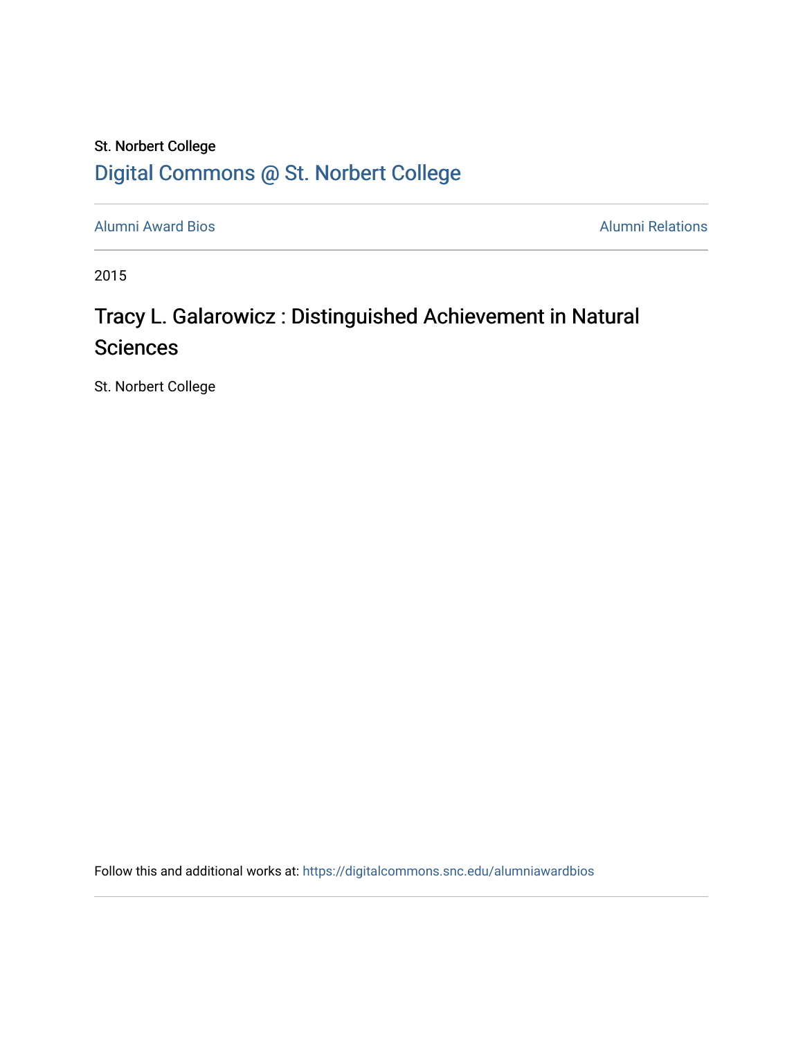St. Norbert College

# Digital Commons @ St. Norbert College

Alumni Award Bios | Alumni Relations

2015

## Tracy L. Galarowicz : Distinguished Achievement in Natural Sciences

St. Norbert College

Follow this and additional works at: https://digitalcommons.snc.edu/alumniawardbios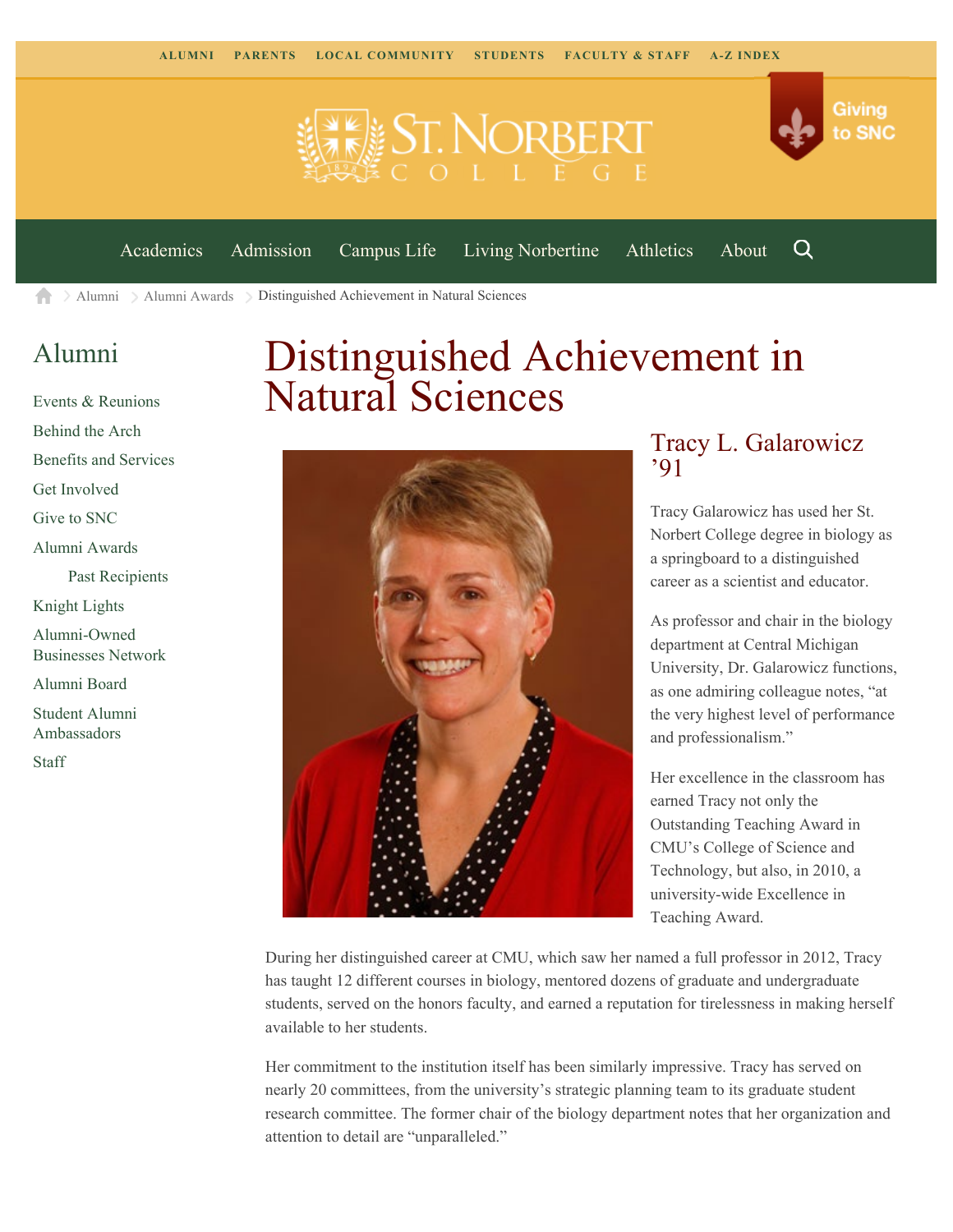ALUMNI PARENTS LOCAL COMMUNITY STUDENTS FACULTY & STAFF A-Z INDEX

Giving to SNC

Academics Admission Campus Life Living Norbertine Athletics About

Alumni > Alumni Awards > Distinguished Achievement in Natural Sciences

## Alumni

- Events & Reunions
- Behind the Arch
- Benefits and Services
- Get Involved
- Give to SNC
- Alumni Awards
  - Past Recipients
- Knight Lights
- Alumni-Owned Businesses Network
- Alumni Board
- Student Alumni Ambassadors
- Staff

# Distinguished Achievement in Natural Sciences

## Tracy L. Galarowicz ’91

Tracy Galarowicz has used her St. Norbert College degree in biology as a springboard to a distinguished career as a scientist and educator.

As professor and chair in the biology department at Central Michigan University, Dr. Galarowicz functions, as one admiring colleague notes, “at the very highest level of performance and professionalism.”

Her excellence in the classroom has earned Tracy not only the Outstanding Teaching Award in CMU’s College of Science and Technology, but also, in 2010, a university-wide Excellence in Teaching Award.

During her distinguished career at CMU, which saw her named a full professor in 2012, Tracy has taught 12 different courses in biology, mentored dozens of graduate and undergraduate students, served on the honors faculty, and earned a reputation for tirelessness in making herself available to her students.

Her commitment to the institution itself has been similarly impressive. Tracy has served on nearly 20 committees, from the university’s strategic planning team to its graduate student research committee. The former chair of the biology department notes that her organization and attention to detail are “unparalleled.”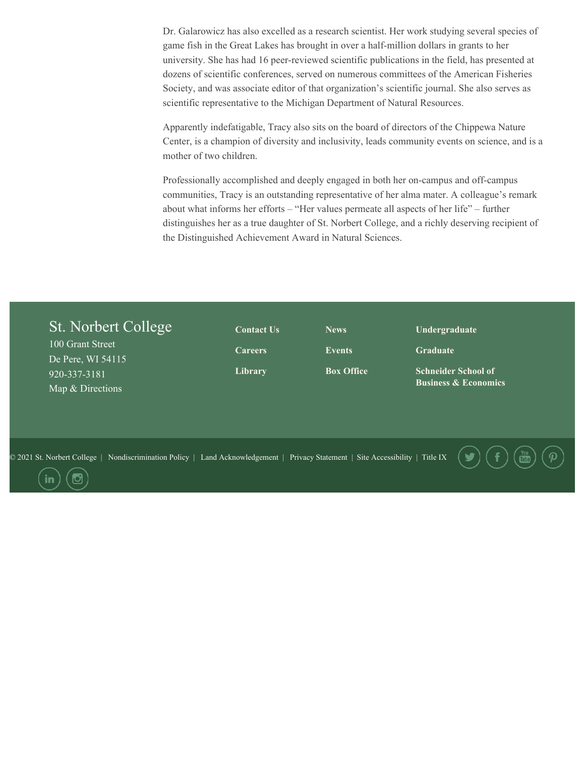Dr. Galarowicz has also excelled as a research scientist. Her work studying several species of game fish in the Great Lakes has brought in over a half-million dollars in grants to her university. She has had 16 peer-reviewed scientific publications in the field, has presented at dozens of scientific conferences, served on numerous committees of the American Fisheries Society, and was associate editor of that organization's scientific journal. She also serves as scientific representative to the Michigan Department of Natural Resources.

Apparently indefatigable, Tracy also sits on the board of directors of the Chippewa Nature Center, is a champion of diversity and inclusivity, leads community events on science, and is a mother of two children.

Professionally accomplished and deeply engaged in both her on-campus and off-campus communities, Tracy is an outstanding representative of her alma mater. A colleague's remark about what informs her efforts – "Her values permeate all aspects of her life" – further distinguishes her as a true daughter of St. Norbert College, and a richly deserving recipient of the Distinguished Achievement Award in Natural Sciences.

St. Norbert College
100 Grant Street
De Pere, WI 54115
920-337-3181
Map & Directions

**Contact Us**
**Careers**
**Library**
**News**
**Events**
**Box Office**
**Undergraduate**
**Graduate**
**Schneider School of Business & Economics**

© 2021 St. Norbert College | Nondiscrimination Policy | Land Acknowledgement | Privacy Statement | Site Accessibility | Title IX